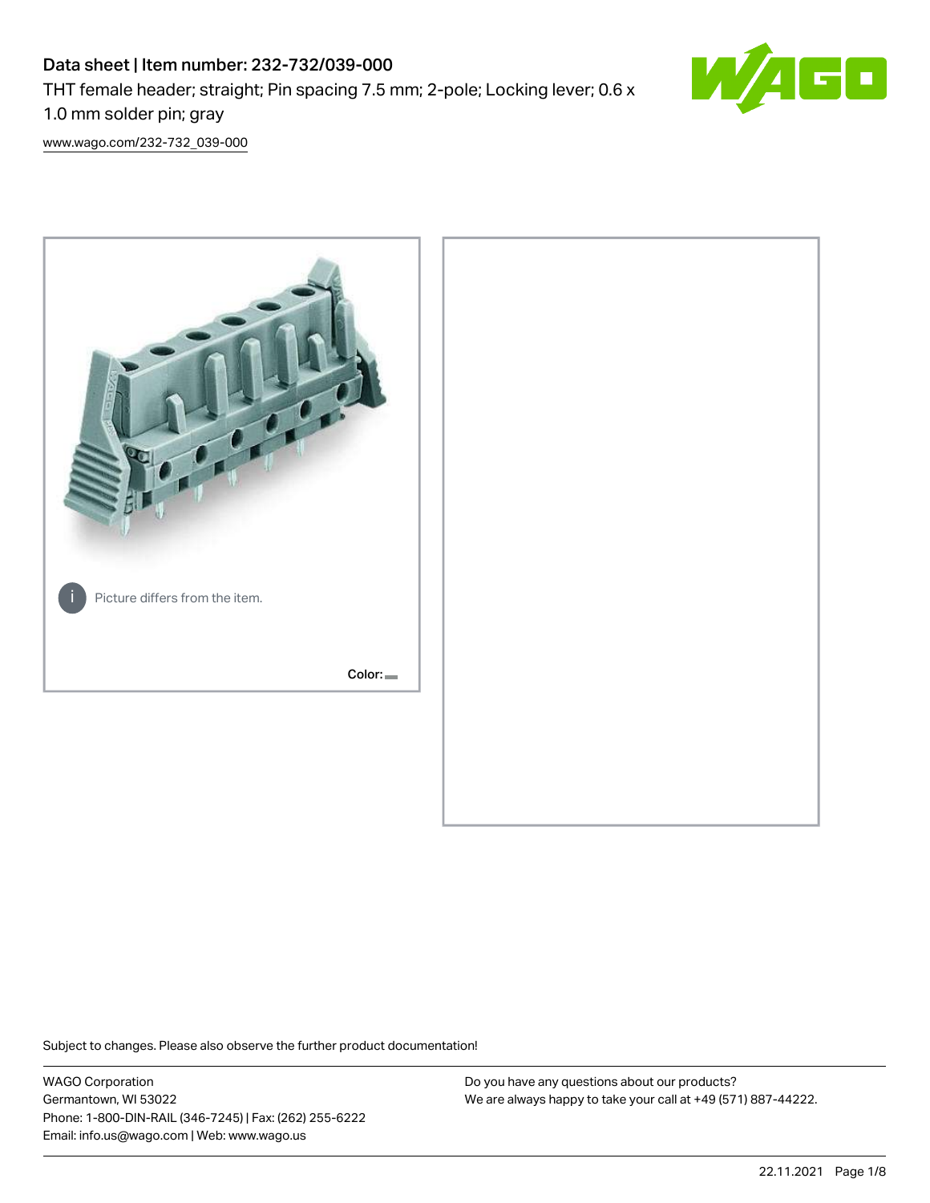# Data sheet | Item number: 232-732/039-000

THT female header; straight; Pin spacing 7.5 mm; 2-pole; Locking lever; 0.6 x 1.0 mm solder pin; gray

[www.wago.com/232-732_039-000](www.wago.com/232-732_039-000)

Picture differs from the item.

Color:

Subject to changes. Please also observe the further product documentation!

WAGO Corporation
Germantown, WI 53022
Phone: 1-800-DIN-RAIL (346-7245) | Fax: (262) 255-6222
Email: info.us@wago.com | Web: www.wago.us

Do you have any questions about our products?
We are always happy to take your call at +49 (571) 887-44222.

22.11.2021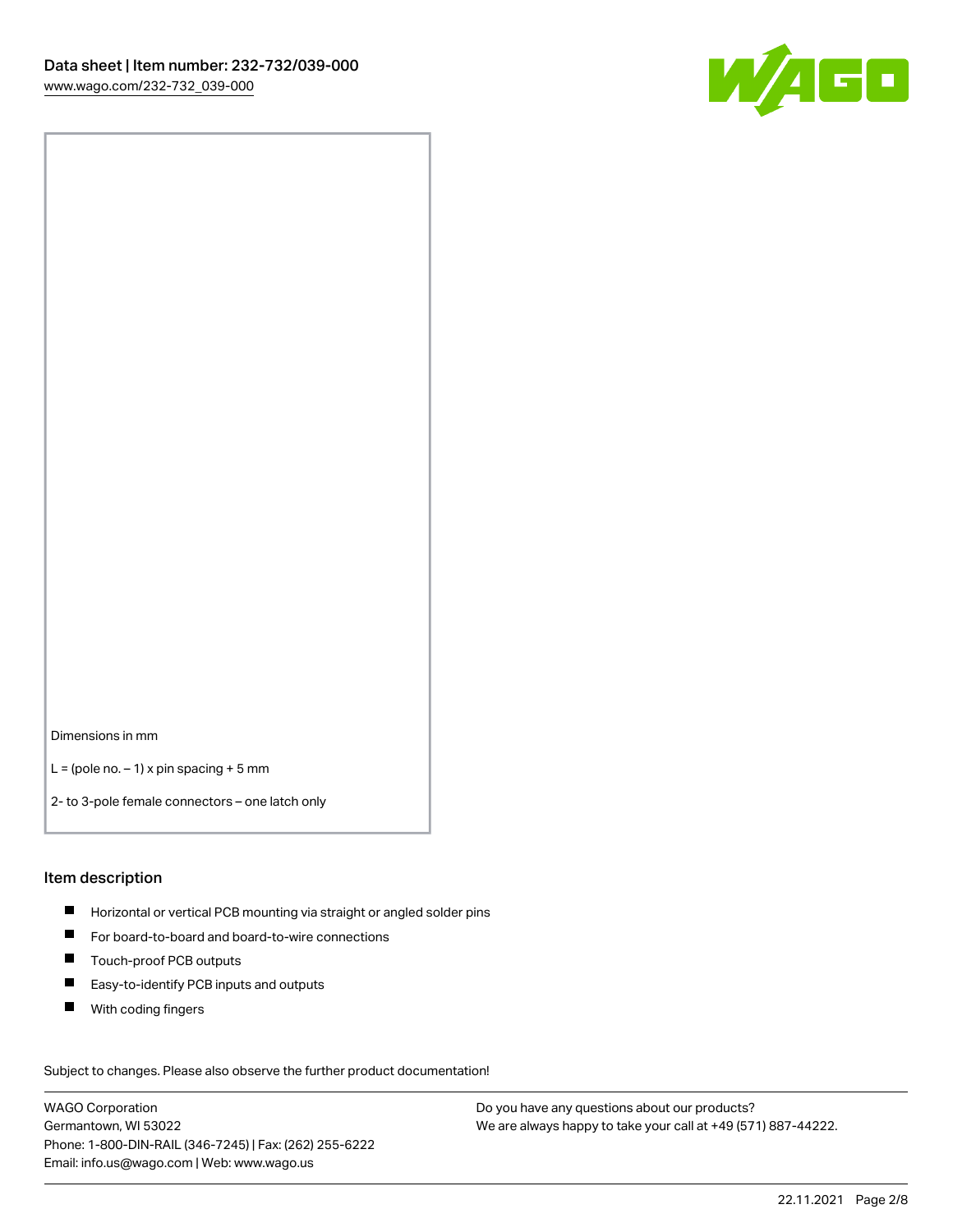Dimensions in mm

L = (pole no. – 1) x pin spacing + 5 mm

2- to 3-pole female connectors – one latch only

## Item description

- Horizontal or vertical PCB mounting via straight or angled solder pins
- For board-to-board and board-to-wire connections
- Touch-proof PCB outputs
- Easy-to-identify PCB inputs and outputs
- With coding fingers

Subject to changes. Please also observe the further product documentation!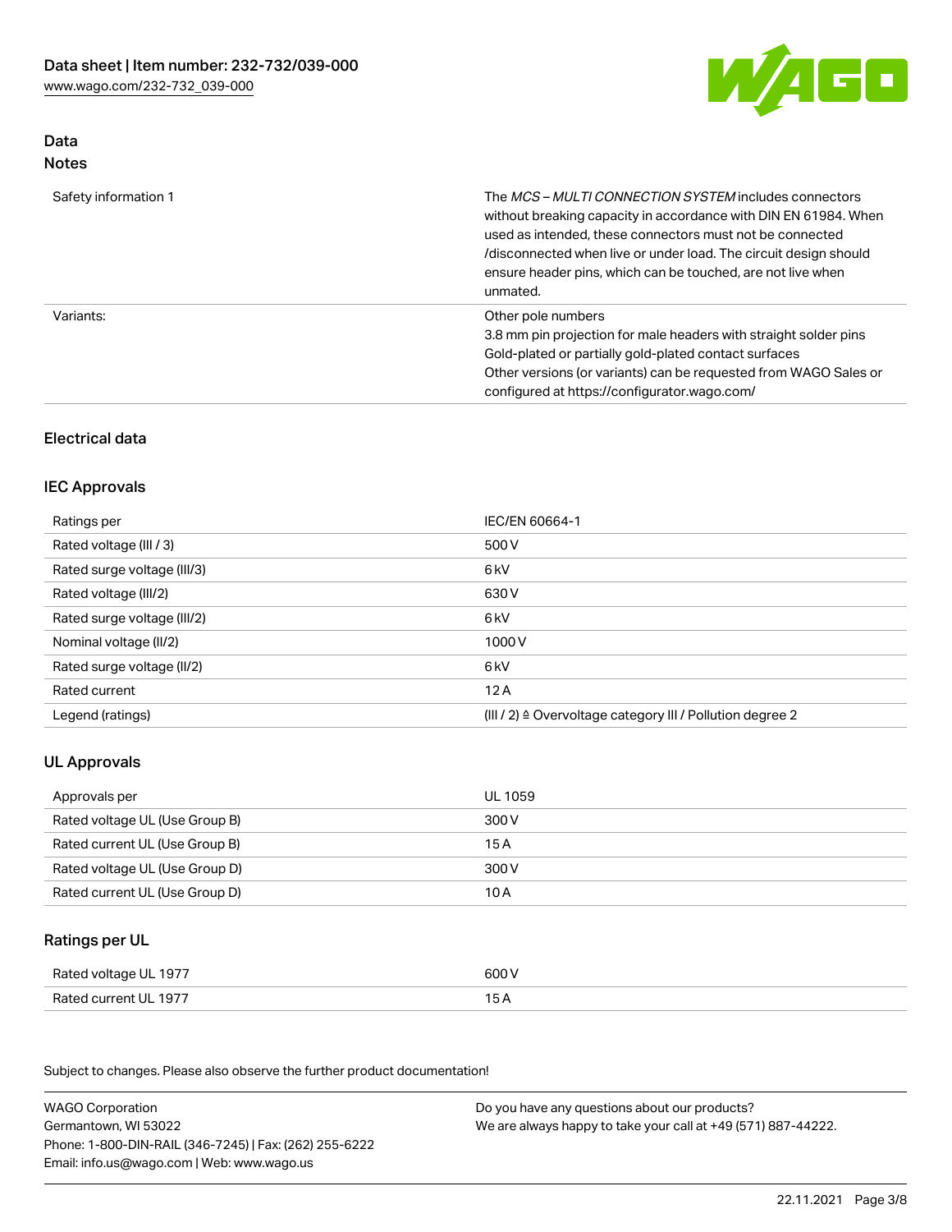## Data
### Notes

| | |
|---|---|
| Safety information 1 | The *MCS – MULTI CONNECTION SYSTEM* includes connectors without breaking capacity in accordance with DIN EN 61984. When used as intended, these connectors must not be connected /disconnected when live or under load. The circuit design should ensure header pins, which can be touched, are not live when unmated. |
| Variants: | Other pole numbers<br>3.8 mm pin projection for male headers with straight solder pins<br>Gold-plated or partially gold-plated contact surfaces<br>Other versions (or variants) can be requested from WAGO Sales or configured at https://configurator.wago.com/ |

## Electrical data

### IEC Approvals

| | |
|---|---|
| Ratings per | IEC/EN 60664-1 |
| Rated voltage (III / 3) | 500 V |
| Rated surge voltage (III/3) | 6 kV |
| Rated voltage (III/2) | 630 V |
| Rated surge voltage (III/2) | 6 kV |
| Nominal voltage (II/2) | 1000 V |
| Rated surge voltage (II/2) | 6 kV |
| Rated current | 12 A |
| Legend (ratings) | (III / 2) ≙ Overvoltage category III / Pollution degree 2 |

### UL Approvals

| | |
|---|---|
| Approvals per | UL 1059 |
| Rated voltage UL (Use Group B) | 300 V |
| Rated current UL (Use Group B) | 15 A |
| Rated voltage UL (Use Group D) | 300 V |
| Rated current UL (Use Group D) | 10 A |

### Ratings per UL

| | |
|---|---|
| Rated voltage UL 1977 | 600 V |
| Rated current UL 1977 | 15 A |

Subject to changes. Please also observe the further product documentation!

WAGO Corporation
Germantown, WI 53022
Phone: 1-800-DIN-RAIL (346-7245) | Fax: (262) 255-6222
Email: info.us@wago.com | Web: www.wago.us

Do you have any questions about our products?
We are always happy to take your call at +49 (571) 887-44222.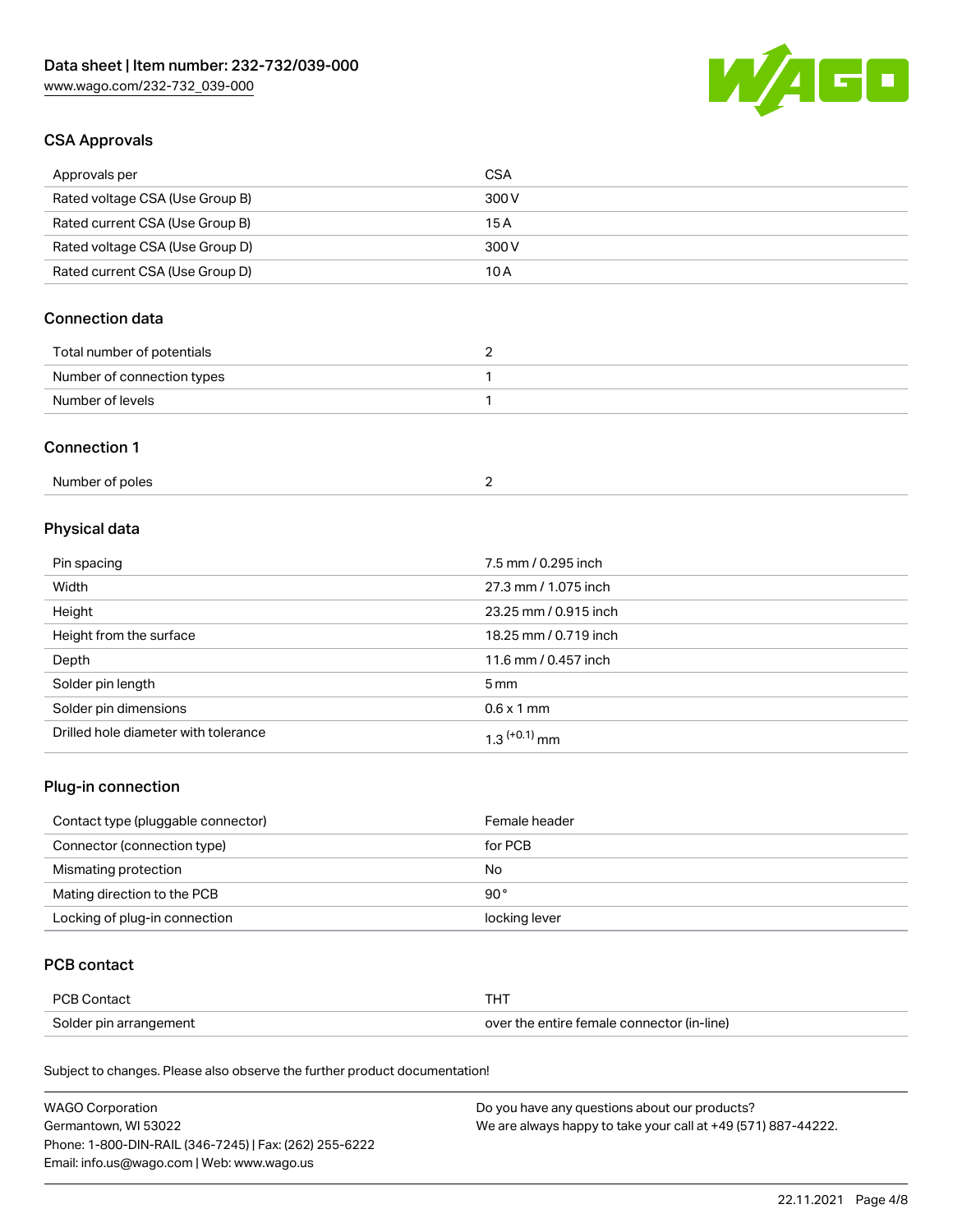## CSA Approvals

| Approvals per | CSA |
| --- | --- |
| Rated voltage CSA (Use Group B) | 300 V |
| Rated current CSA (Use Group B) | 15 A |
| Rated voltage CSA (Use Group D) | 300 V |
| Rated current CSA (Use Group D) | 10 A |

## Connection data

| Total number of potentials | 2 |
| --- | --- |
| Number of connection types | 1 |
| Number of levels | 1 |

## Connection 1

| Number of poles | 2 |
| --- | --- |

## Physical data

| Pin spacing | 7.5 mm / 0.295 inch |
| --- | --- |
| Width | 27.3 mm / 1.075 inch |
| Height | 23.25 mm / 0.915 inch |
| Height from the surface | 18.25 mm / 0.719 inch |
| Depth | 11.6 mm / 0.457 inch |
| Solder pin length | 5 mm |
| Solder pin dimensions | 0.6 x 1 mm |
| Drilled hole diameter with tolerance | $1.3^{(+0.1)}$ mm |

## Plug-in connection

| Contact type (pluggable connector) | Female header |
| --- | --- |
| Connector (connection type) | for PCB |
| Mismating protection | No |
| Mating direction to the PCB | 90° |
| Locking of plug-in connection | locking lever |

## PCB contact

| PCB Contact | THT |
| --- | --- |
| Solder pin arrangement | over the entire female connector (in-line) |

Subject to changes. Please also observe the further product documentation!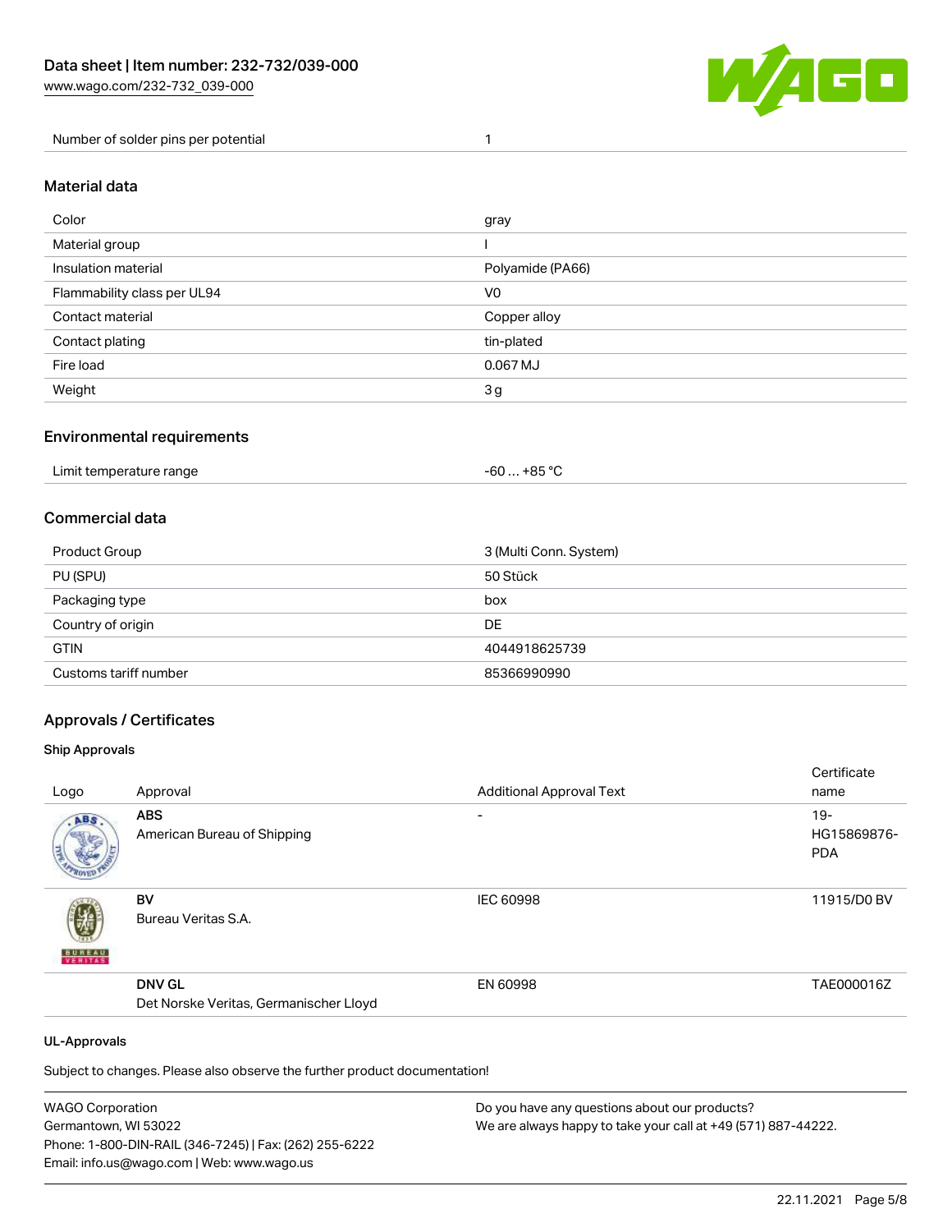| Number of solder pins per potential | 1 |
| --- | --- |

## Material data

| Color | gray |
| --- | --- |
| Material group | I |
| Insulation material | Polyamide (PA66) |
| Flammability class per UL94 | V0 |
| Contact material | Copper alloy |
| Contact plating | tin-plated |
| Fire load | 0.067 MJ |
| Weight | 3 g |

## Environmental requirements

| Limit temperature range | -60 … +85 °C |
| --- | --- |

## Commercial data

| Product Group | 3 (Multi Conn. System) |
| --- | --- |
| PU (SPU) | 50 Stück |
| Packaging type | box |
| Country of origin | DE |
| GTIN | 4044918625739 |
| Customs tariff number | 85366990990 |

## Approvals / Certificates

### Ship Approvals

| Logo | Approval | Additional Approval Text | Certificate name |
| --- | --- | --- | --- |
| | **ABS** American Bureau of Shipping | - | 19-HG15869876-PDA |
| | **BV** Bureau Veritas S.A. | IEC 60998 | 11915/D0 BV |
| | **DNV GL** Det Norske Veritas, Germanischer Lloyd | EN 60998 | TAE000016Z |

### UL-Approvals

Subject to changes. Please also observe the further product documentation!

WAGO Corporation
Germantown, WI 53022
Phone: 1-800-DIN-RAIL (346-7245) | Fax: (262) 255-6222
Email: info.us@wago.com | Web: www.wago.us

Do you have any questions about our products?
We are always happy to take your call at +49 (571) 887-44222.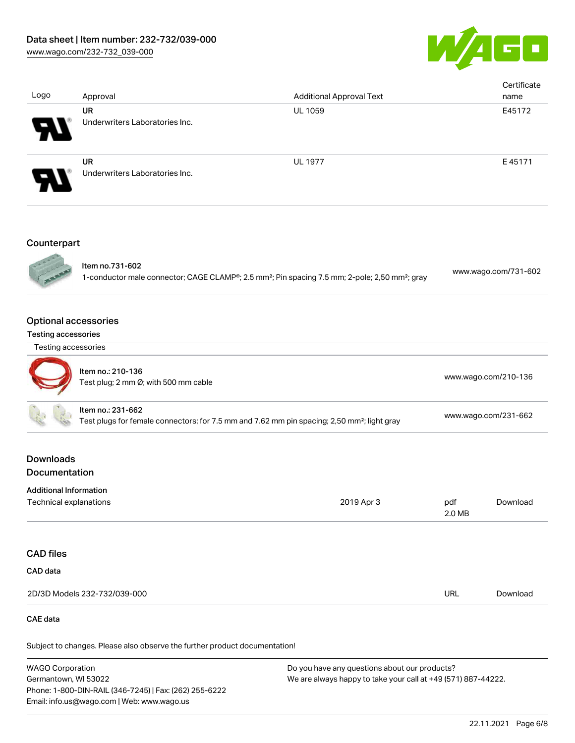| Logo | Approval | Additional Approval Text | Certificate name |
| --- | --- | --- | --- |
| | **UR** Underwriters Laboratories Inc. | UL 1059 | E45172 |
| | **UR** Underwriters Laboratories Inc. | UL 1977 | E 45171 |

## Counterpart

| | | |
| --- | --- | --- |
| | **Item no.731-602** 1-conductor male connector; CAGE CLAMP®; 2.5 mm²; Pin spacing 7.5 mm; 2-pole; 2,50 mm²; gray | www.wago.com/731-602 |

## Optional accessories

### Testing accessories

| Testing accessories | | |
| --- | --- | --- |
| | **Item no.: 210-136** Test plug; 2 mm Ø; with 500 mm cable | www.wago.com/210-136 |
| | **Item no.: 231-662** Test plugs for female connectors; for 7.5 mm and 7.62 mm pin spacing; 2,50 mm²; light gray | www.wago.com/231-662 |

## Downloads

## Documentation

### Additional Information

| | | | |
| --- | --- | --- | --- |
| Technical explanations | 2019 Apr 3 | pdf 2.0 MB | Download |

## CAD files

### CAD data

| | | |
| --- | --- | --- |
| 2D/3D Models 232-732/039-000 | URL | Download |

### CAE data

Subject to changes. Please also observe the further product documentation!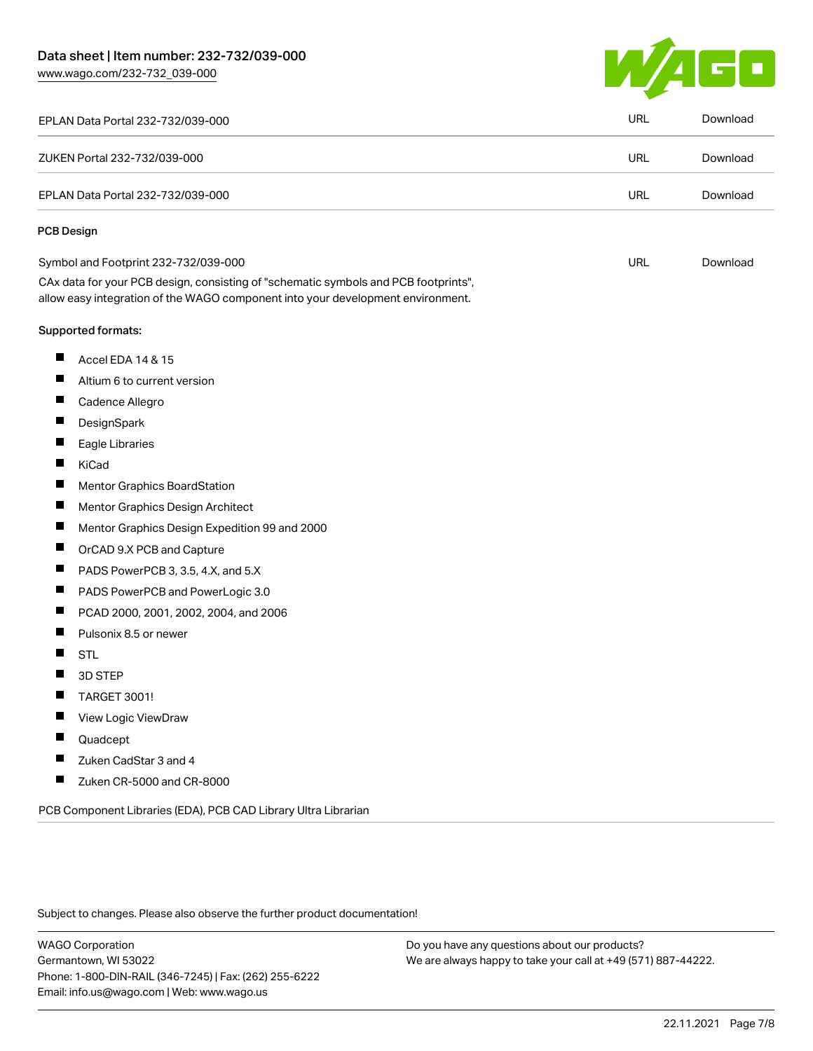| | | |
|---|---|---|
| EPLAN Data Portal 232-732/039-000 | URL | Download |
| ZUKEN Portal 232-732/039-000 | URL | Download |
| EPLAN Data Portal 232-732/039-000 | URL | Download |

**PCB Design**

| | | |
|---|---|---|
| Symbol and Footprint 232-732/039-000 | URL | Download |

CAx data for your PCB design, consisting of "schematic symbols and PCB footprints", allow easy integration of the WAGO component into your development environment.

Supported formats:

- Accel EDA 14 & 15
- Altium 6 to current version
- Cadence Allegro
- DesignSpark
- Eagle Libraries
- KiCad
- Mentor Graphics BoardStation
- Mentor Graphics Design Architect
- Mentor Graphics Design Expedition 99 and 2000
- OrCAD 9.X PCB and Capture
- PADS PowerPCB 3, 3.5, 4.X, and 5.X
- PADS PowerPCB and PowerLogic 3.0
- PCAD 2000, 2001, 2002, 2004, and 2006
- Pulsonix 8.5 or newer
- STL
- 3D STEP
- TARGET 3001!
- View Logic ViewDraw
- Quadcept
- Zuken CadStar 3 and 4
- Zuken CR-5000 and CR-8000

PCB Component Libraries (EDA), PCB CAD Library Ultra Librarian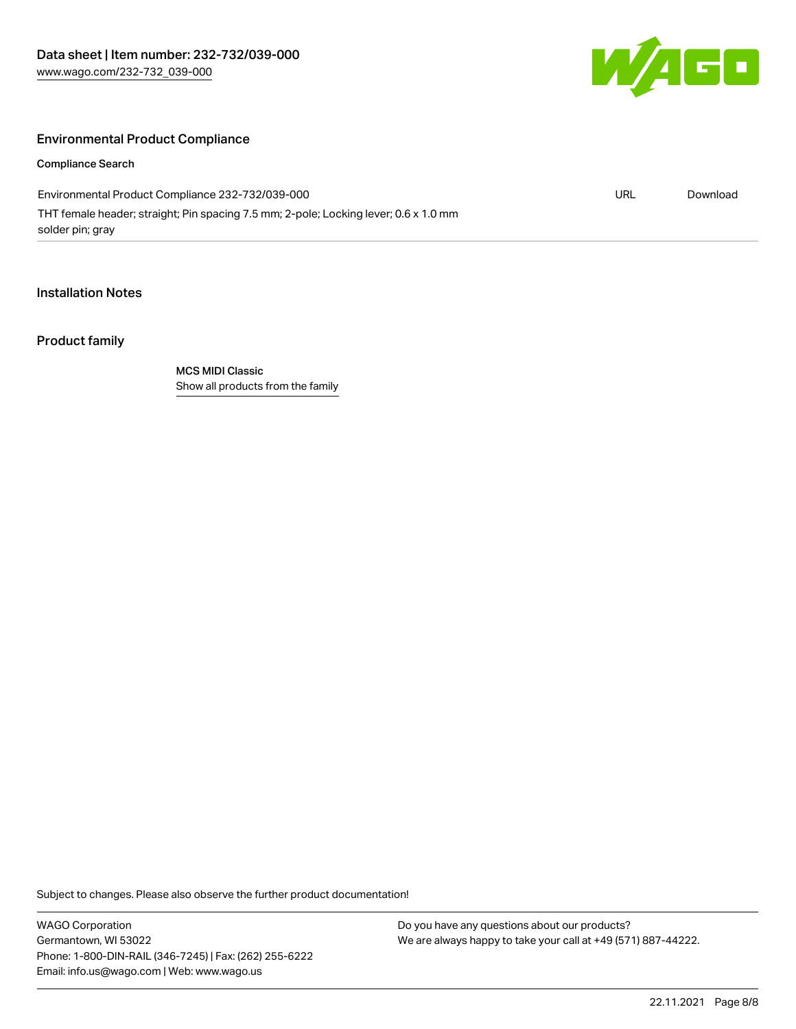## Environmental Product Compliance

**Compliance Search**

| | | |
|---|---|---|
| Environmental Product Compliance 232-732/039-000<br>THT female header; straight; Pin spacing 7.5 mm; 2-pole; Locking lever; 0.6 x 1.0 mm solder pin; gray | URL | Download |

## Installation Notes

## Product family

**MCS MIDI Classic**
Show all products from the family

Subject to changes. Please also observe the further product documentation!

WAGO Corporation
Germantown, WI 53022
Phone: 1-800-DIN-RAIL (346-7245) | Fax: (262) 255-6222
Email: info.us@wago.com | Web: www.wago.us

Do you have any questions about our products?
We are always happy to take your call at +49 (571) 887-44222.